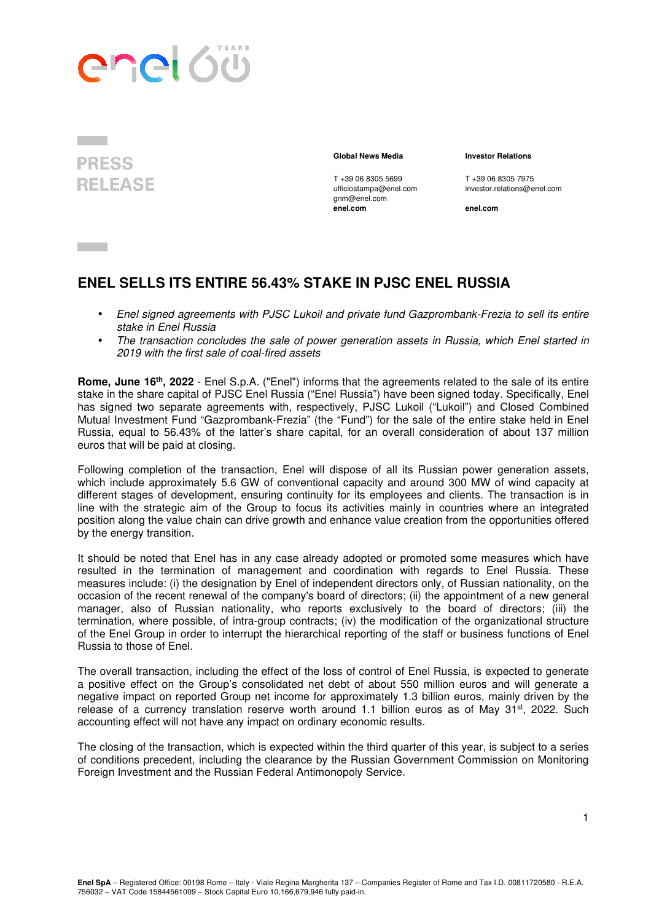**PRESS RELEASE**

**Global News Media**

T +39 06 8305 5699
ufficiostampa@enel.com
gnm@enel.com
**enel.com**

**Investor Relations**

T +39 06 8305 7975
investor.relations@enel.com

**enel.com**

# ENEL SELLS ITS ENTIRE 56.43% STAKE IN PJSC ENEL RUSSIA

- *Enel signed agreements with PJSC Lukoil and private fund Gazprombank-Frezia to sell its entire stake in Enel Russia*
- *The transaction concludes the sale of power generation assets in Russia, which Enel started in 2019 with the first sale of coal-fired assets*

**Rome, June 16th, 2022** - Enel S.p.A. ("Enel") informs that the agreements related to the sale of its entire stake in the share capital of PJSC Enel Russia ("Enel Russia") have been signed today. Specifically, Enel has signed two separate agreements with, respectively, PJSC Lukoil ("Lukoil") and Closed Combined Mutual Investment Fund "Gazprombank-Frezia" (the "Fund") for the sale of the entire stake held in Enel Russia, equal to 56.43% of the latter's share capital, for an overall consideration of about 137 million euros that will be paid at closing.

Following completion of the transaction, Enel will dispose of all its Russian power generation assets, which include approximately 5.6 GW of conventional capacity and around 300 MW of wind capacity at different stages of development, ensuring continuity for its employees and clients. The transaction is in line with the strategic aim of the Group to focus its activities mainly in countries where an integrated position along the value chain can drive growth and enhance value creation from the opportunities offered by the energy transition.

It should be noted that Enel has in any case already adopted or promoted some measures which have resulted in the termination of management and coordination with regards to Enel Russia. These measures include: (i) the designation by Enel of independent directors only, of Russian nationality, on the occasion of the recent renewal of the company's board of directors; (ii) the appointment of a new general manager, also of Russian nationality, who reports exclusively to the board of directors; (iii) the termination, where possible, of intra-group contracts; (iv) the modification of the organizational structure of the Enel Group in order to interrupt the hierarchical reporting of the staff or business functions of Enel Russia to those of Enel.

The overall transaction, including the effect of the loss of control of Enel Russia, is expected to generate a positive effect on the Group's consolidated net debt of about 550 million euros and will generate a negative impact on reported Group net income for approximately 1.3 billion euros, mainly driven by the release of a currency translation reserve worth around 1.1 billion euros as of May 31st, 2022. Such accounting effect will not have any impact on ordinary economic results.

The closing of the transaction, which is expected within the third quarter of this year, is subject to a series of conditions precedent, including the clearance by the Russian Government Commission on Monitoring Foreign Investment and the Russian Federal Antimonopoly Service.

**Enel SpA** – Registered Office: 00198 Rome – Italy - Viale Regina Margherita 137 – Companies Register of Rome and Tax I.D. 00811720580 - R.E.A. 756032 – VAT Code 15844561009 – Stock Capital Euro 10,166,679,946 fully paid-in.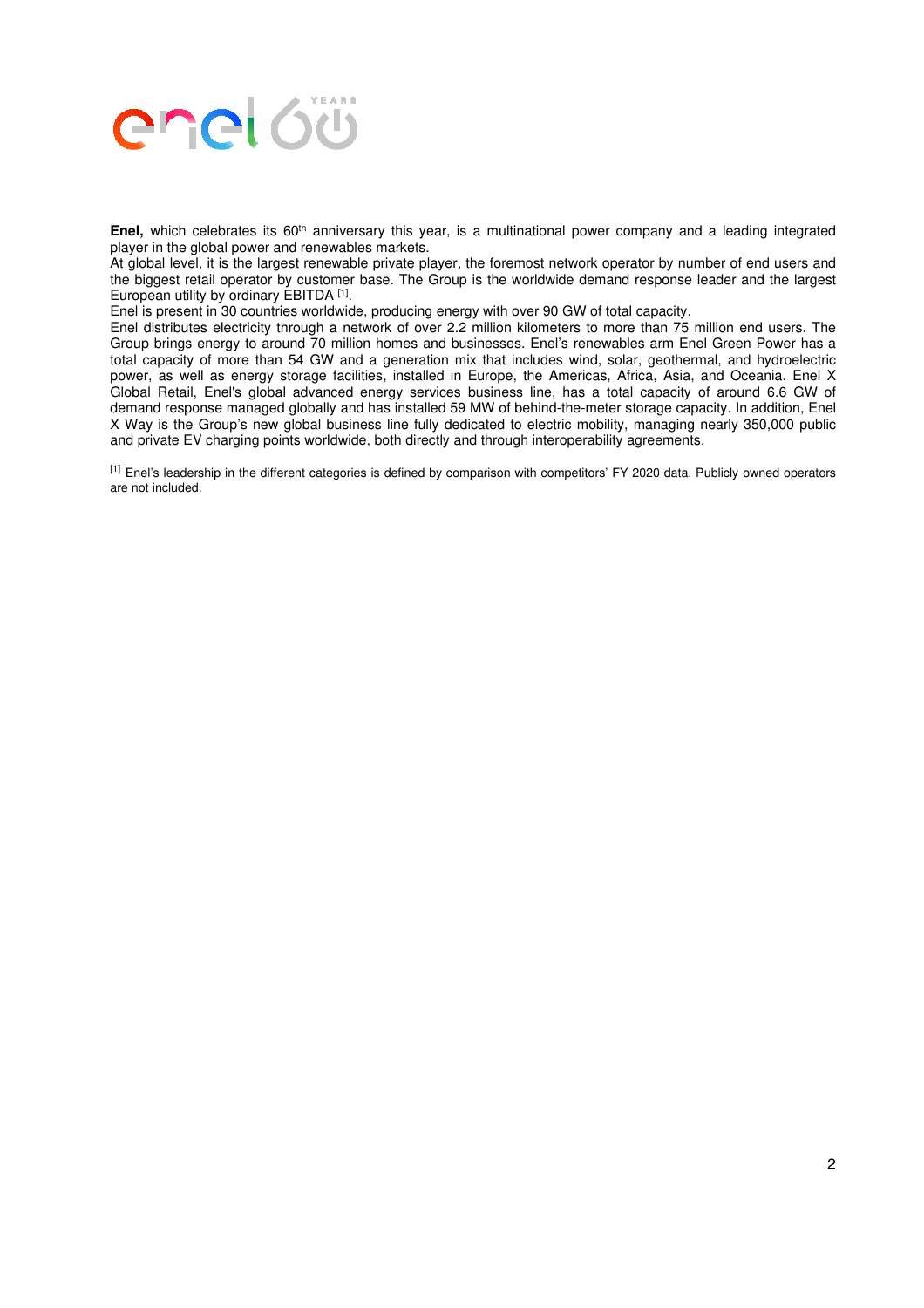**Enel,** which celebrates its 60th anniversary this year, is a multinational power company and a leading integrated player in the global power and renewables markets.
At global level, it is the largest renewable private player, the foremost network operator by number of end users and the biggest retail operator by customer base. The Group is the worldwide demand response leader and the largest European utility by ordinary EBITDA [1].
Enel is present in 30 countries worldwide, producing energy with over 90 GW of total capacity.
Enel distributes electricity through a network of over 2.2 million kilometers to more than 75 million end users. The Group brings energy to around 70 million homes and businesses. Enel's renewables arm Enel Green Power has a total capacity of more than 54 GW and a generation mix that includes wind, solar, geothermal, and hydroelectric power, as well as energy storage facilities, installed in Europe, the Americas, Africa, Asia, and Oceania. Enel X Global Retail, Enel's global advanced energy services business line, has a total capacity of around 6.6 GW of demand response managed globally and has installed 59 MW of behind-the-meter storage capacity. In addition, Enel X Way is the Group's new global business line fully dedicated to electric mobility, managing nearly 350,000 public and private EV charging points worldwide, both directly and through interoperability agreements.

[1] Enel's leadership in the different categories is defined by comparison with competitors' FY 2020 data. Publicly owned operators are not included.